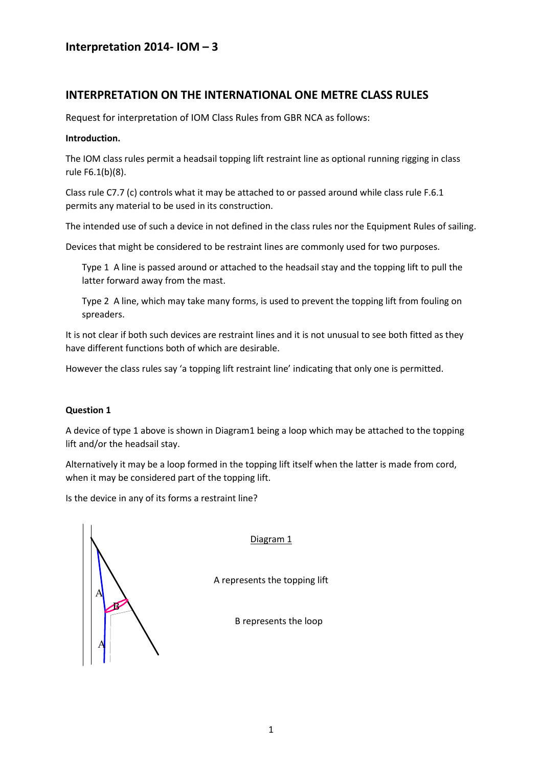## Interpretation 2014- IOM – 3

## INTERPRETATION ON THE INTERNATIONAL ONE METRE CLASS RULES

Request for interpretation of IOM Class Rules from GBR NCA as follows:

**Introduction.**

The IOM class rules permit a headsail topping lift restraint line as optional running rigging in class rule F6.1(b)(8).

Class rule C7.7 (c) controls what it may be attached to or passed around while class rule F.6.1 permits any material to be used in its construction.

The intended use of such a device in not defined in the class rules nor the Equipment Rules of sailing.

Devices that might be considered to be restraint lines are commonly used for two purposes.

> Type 1 A line is passed around or attached to the headsail stay and the topping lift to pull the latter forward away from the mast.
>
> Type 2 A line, which may take many forms, is used to prevent the topping lift from fouling on spreaders.

It is not clear if both such devices are restraint lines and it is not unusual to see both fitted as they have different functions both of which are desirable.

However the class rules say 'a topping lift restraint line' indicating that only one is permitted.

**Question 1**

A device of type 1 above is shown in Diagram1 being a loop which may be attached to the topping lift and/or the headsail stay.

Alternatively it may be a loop formed in the topping lift itself when the latter is made from cord, when it may be considered part of the topping lift.

Is the device in any of its forms a restraint line?

Diagram 1

A represents the topping lift

B represents the loop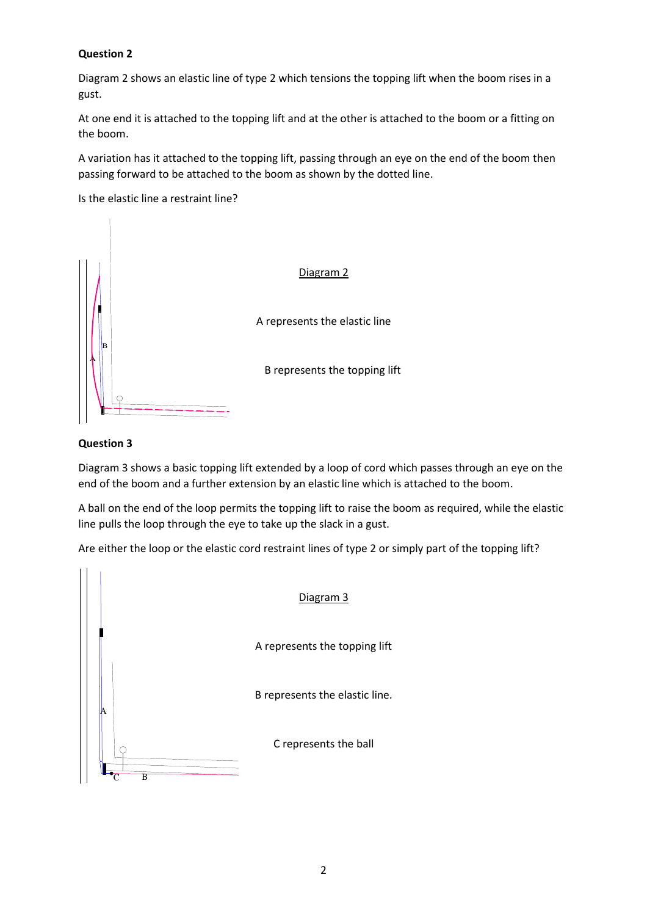**Question 2**

Diagram 2 shows an elastic line of type 2 which tensions the topping lift when the boom rises in a gust.

At one end it is attached to the topping lift and at the other is attached to the boom or a fitting on the boom.

A variation has it attached to the topping lift, passing through an eye on the end of the boom then passing forward to be attached to the boom as shown by the dotted line.

Is the elastic line a restraint line?

Diagram 2

A represents the elastic line

B represents the topping lift

**Question 3**

Diagram 3 shows a basic topping lift extended by a loop of cord which passes through an eye on the end of the boom and a further extension by an elastic line which is attached to the boom.

A ball on the end of the loop permits the topping lift to raise the boom as required, while the elastic line pulls the loop through the eye to take up the slack in a gust.

Are either the loop or the elastic cord restraint lines of type 2 or simply part of the topping lift?

Diagram 3

A represents the topping lift

B represents the elastic line.

C represents the ball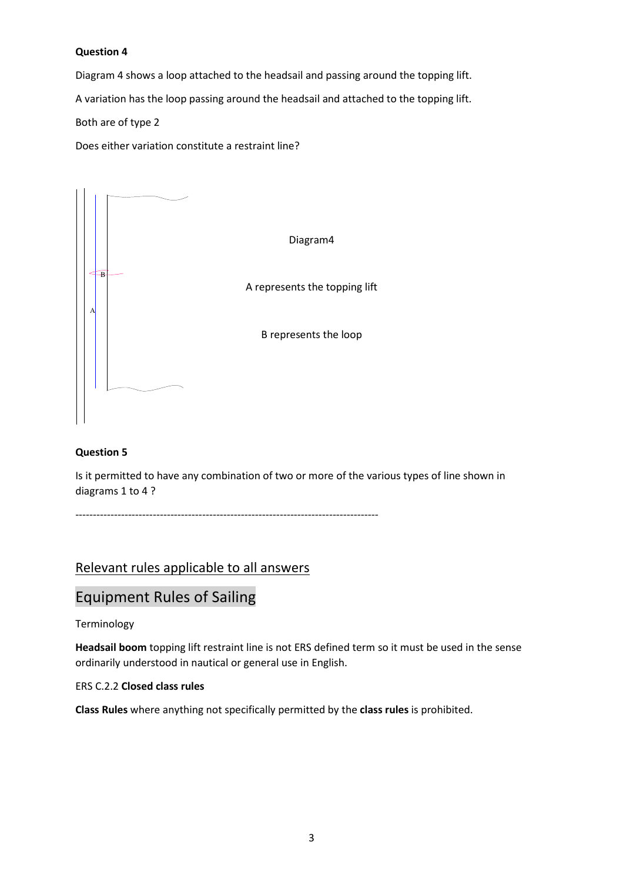**Question 4**

Diagram 4 shows a loop attached to the headsail and passing around the topping lift.

A variation has the loop passing around the headsail and attached to the topping lift.

Both are of type 2

Does either variation constitute a restraint line?

Diagram4

A represents the topping lift

B represents the loop

**Question 5**

Is it permitted to have any combination of two or more of the various types of line shown in diagrams 1 to 4 ?

-------------------------------------------------------------------------------------

## Relevant rules applicable to all answers

# Equipment Rules of Sailing

Terminology

**Headsail boom** topping lift restraint line is not ERS defined term so it must be used in the sense ordinarily understood in nautical or general use in English.

ERS C.2.2 **Closed class rules**

**Class Rules** where anything not specifically permitted by the **class rules** is prohibited.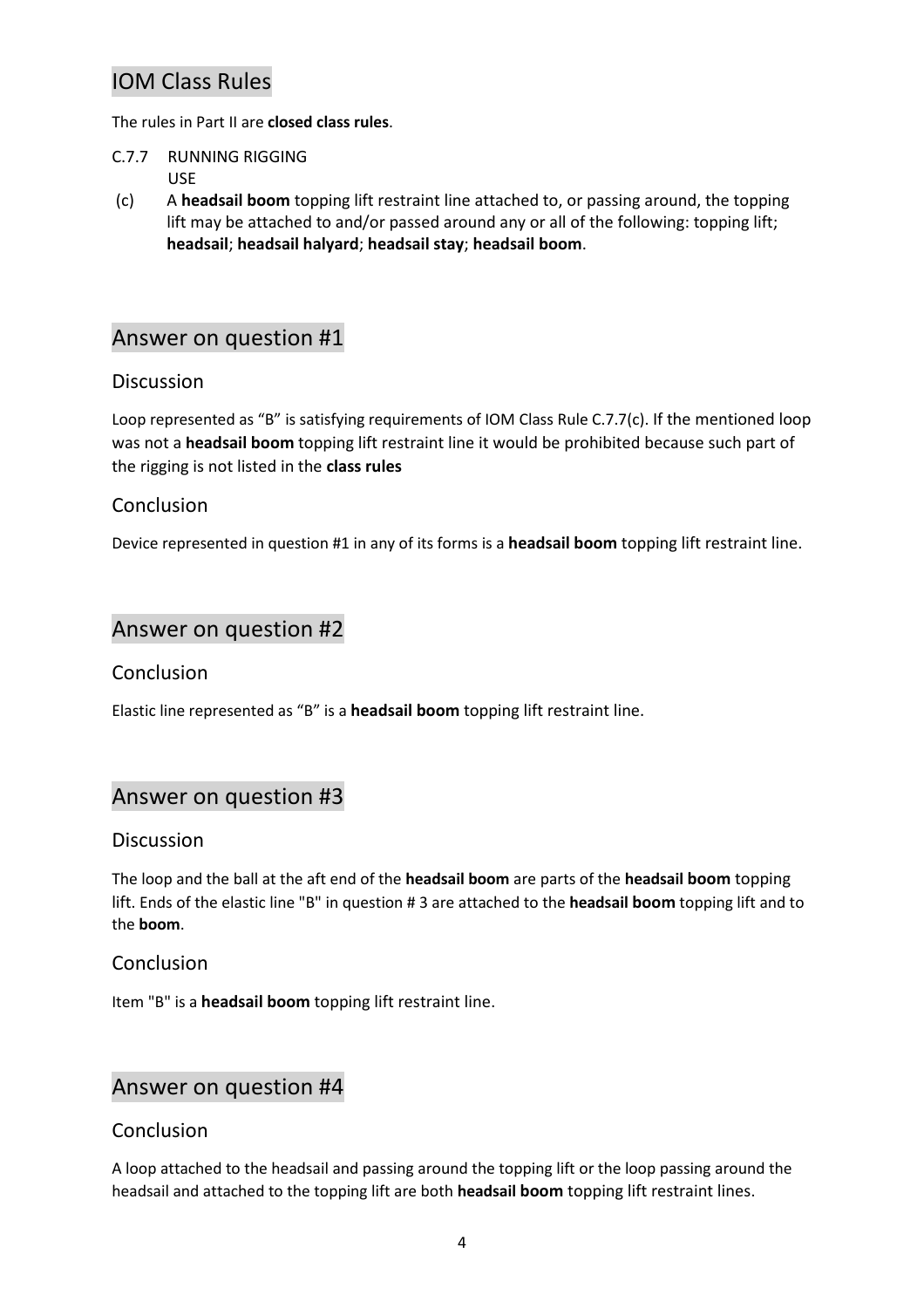## IOM Class Rules

The rules in Part II are **closed class rules**.

C.7.7 RUNNING RIGGING
USE

(c) A **headsail boom** topping lift restraint line attached to, or passing around, the topping lift may be attached to and/or passed around any or all of the following: topping lift; **headsail**; **headsail halyard**; **headsail stay**; **headsail boom**.

## Answer on question #1

### Discussion

Loop represented as "B" is satisfying requirements of IOM Class Rule C.7.7(c). If the mentioned loop was not a **headsail boom** topping lift restraint line it would be prohibited because such part of the rigging is not listed in the **class rules**

### Conclusion

Device represented in question #1 in any of its forms is a **headsail boom** topping lift restraint line.

## Answer on question #2

### Conclusion

Elastic line represented as "B" is a **headsail boom** topping lift restraint line.

## Answer on question #3

### Discussion

The loop and the ball at the aft end of the **headsail boom** are parts of the **headsail boom** topping lift. Ends of the elastic line "B" in question # 3 are attached to the **headsail boom** topping lift and to the **boom**.

### Conclusion

Item "B" is a **headsail boom** topping lift restraint line.

## Answer on question #4

### Conclusion

A loop attached to the headsail and passing around the topping lift or the loop passing around the headsail and attached to the topping lift are both **headsail boom** topping lift restraint lines.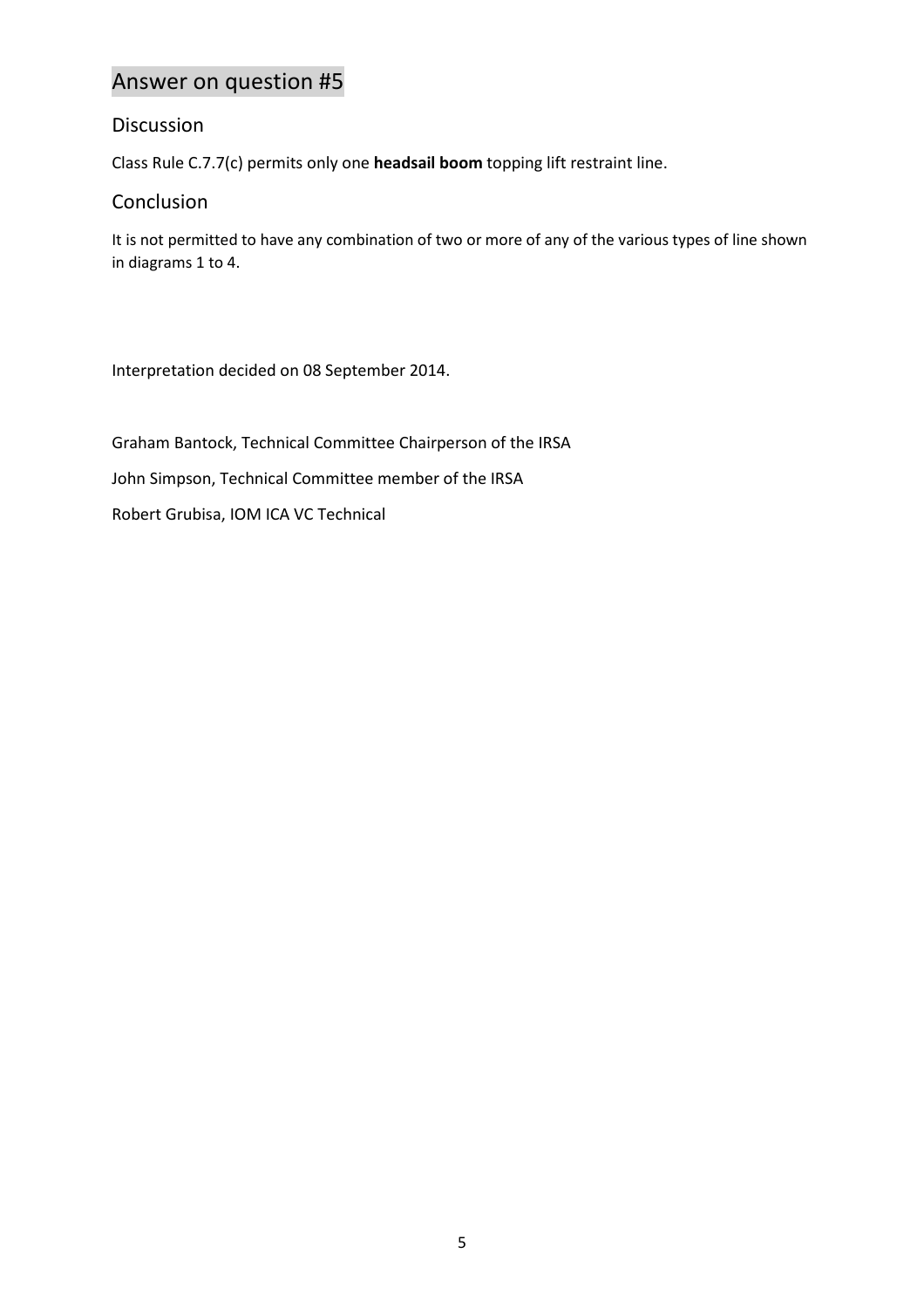# Answer on question #5

## Discussion

Class Rule C.7.7(c) permits only one **headsail boom** topping lift restraint line.

## Conclusion

It is not permitted to have any combination of two or more of any of the various types of line shown in diagrams 1 to 4.

Interpretation decided on 08 September 2014.

Graham Bantock, Technical Committee Chairperson of the IRSA

John Simpson, Technical Committee member of the IRSA

Robert Grubisa, IOM ICA VC Technical